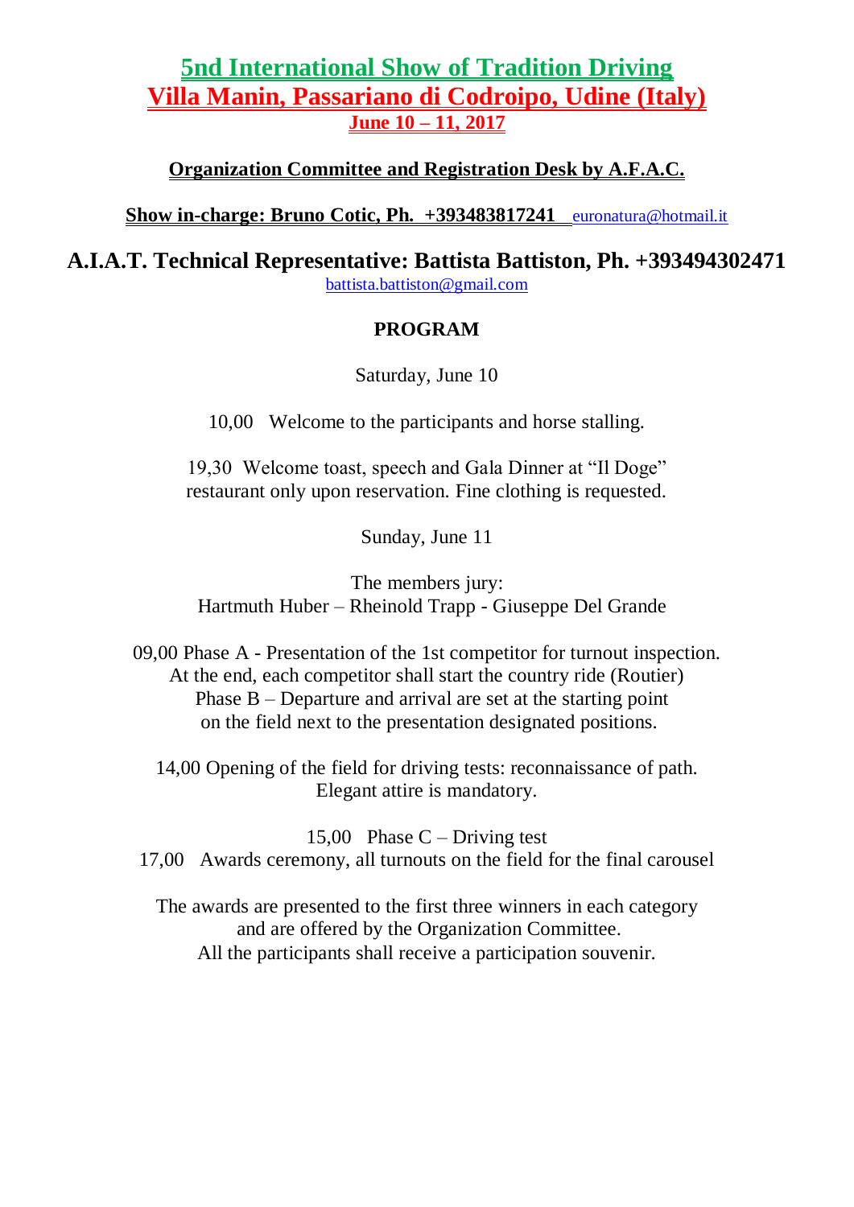# 5nd International Show of Tradition Driving
# Villa Manin, Passariano di Codroipo, Udine (Italy)
## June 10 – 11, 2017

**Organization Committee and Registration Desk by A.F.A.C.**

**Show in-charge: Bruno Cotic, Ph. +393483817241** euronatura@hotmail.it

**A.I.A.T. Technical Representative: Battista Battiston, Ph. +393494302471**
battista.battiston@gmail.com

### PROGRAM

Saturday, June 10

10,00 Welcome to the participants and horse stalling.

19,30 Welcome toast, speech and Gala Dinner at "Il Doge" restaurant only upon reservation. Fine clothing is requested.

Sunday, June 11

The members jury:
Hartmuth Huber – Rheinold Trapp - Giuseppe Del Grande

09,00 Phase A - Presentation of the 1st competitor for turnout inspection. At the end, each competitor shall start the country ride (Routier)
Phase B – Departure and arrival are set at the starting point on the field next to the presentation designated positions.

14,00 Opening of the field for driving tests: reconnaissance of path. Elegant attire is mandatory.

15,00 Phase C – Driving test
17,00 Awards ceremony, all turnouts on the field for the final carousel

The awards are presented to the first three winners in each category and are offered by the Organization Committee.
All the participants shall receive a participation souvenir.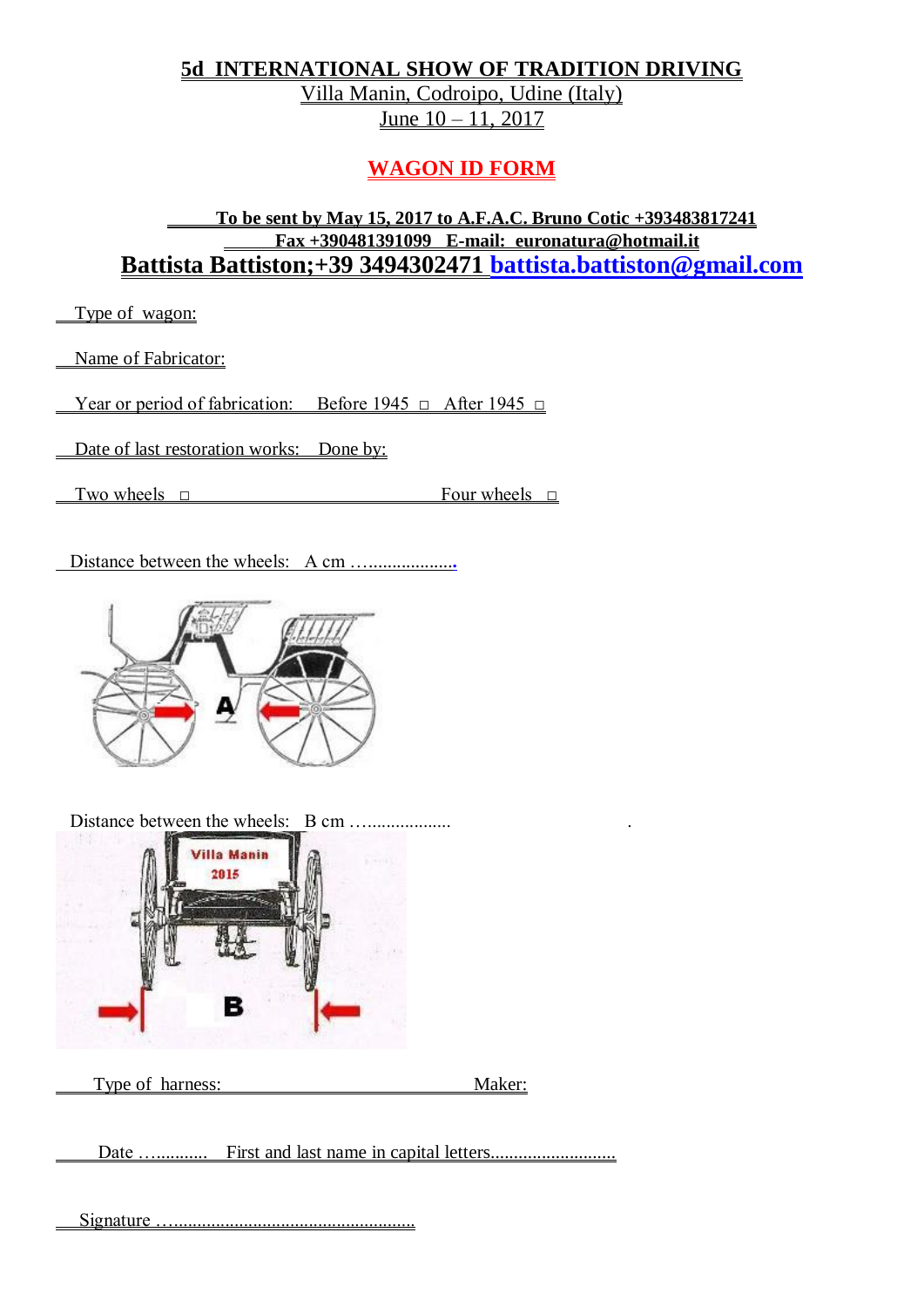# 5d INTERNATIONAL SHOW OF TRADITION DRIVING

Villa Manin, Codroipo, Udine (Italy)

June 10 – 11, 2017

## WAGON ID FORM

**To be sent by May 15, 2017 to A.F.A.C. Bruno Cotic +393483817241**

**Fax +390481391099 E-mail: euronatura@hotmail.it**

**Battista Battiston;+39 3494302471 battista.battiston@gmail.com**

Type of wagon:

Name of Fabricator:

Year or period of fabrication: Before 1945 □ After 1945 □

Date of last restoration works: Done by:

Two wheels □ Four wheels □

Distance between the wheels: A cm …..................

Distance between the wheels: B cm …..................

Type of harness: Maker:

Date …........... First and last name in capital letters..........................

Signature …..................................................